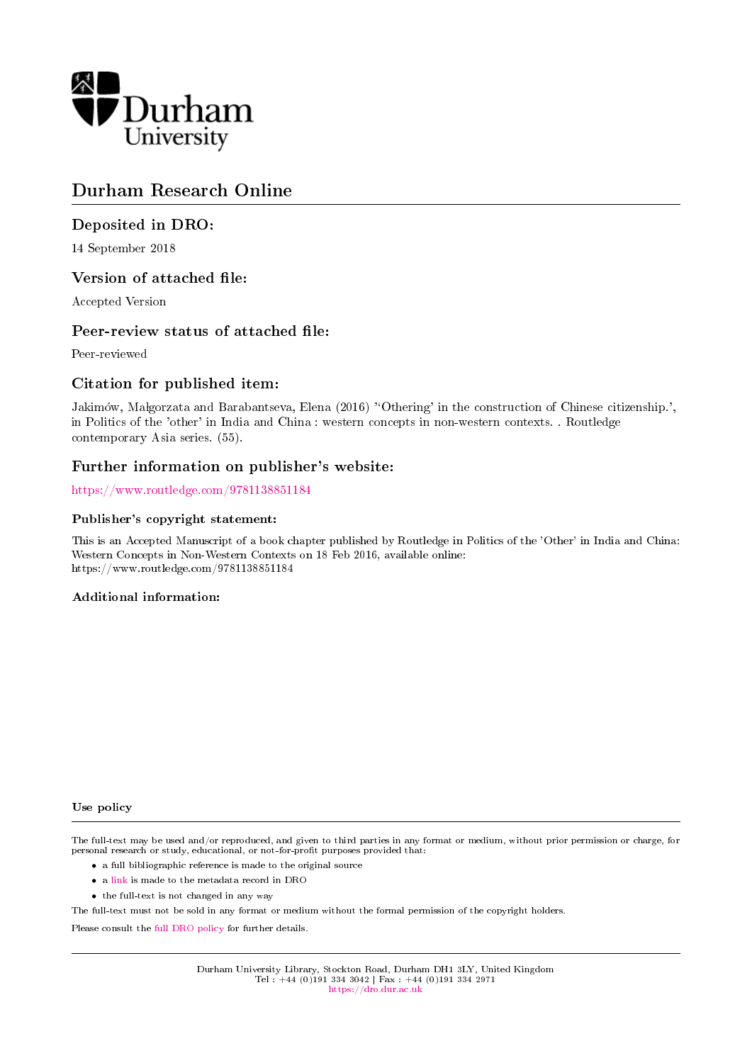Durham University

# Durham Research Online

## Deposited in DRO:

14 September 2018

## Version of attached file:

Accepted Version

## Peer-review status of attached file:

Peer-reviewed

## Citation for published item:

Jakimów, Małgorzata and Barabantseva, Elena (2016) ''Othering' in the construction of Chinese citizenship.', in Politics of the 'other' in India and China : western concepts in non-western contexts. . Routledge contemporary Asia series. (55).

## Further information on publisher's website:

https://www.routledge.com/9781138851184

### Publisher's copyright statement:

This is an Accepted Manuscript of a book chapter published by Routledge in Politics of the 'Other' in India and China: Western Concepts in Non-Western Contexts on 18 Feb 2016, available online: https://www.routledge.com/9781138851184

### Additional information:

#### Use policy

The full-text may be used and/or reproduced, and given to third parties in any format or medium, without prior permission or charge, for personal research or study, educational, or not-for-profit purposes provided that:

- a full bibliographic reference is made to the original source
- a link is made to the metadata record in DRO
- the full-text is not changed in any way

The full-text must not be sold in any format or medium without the formal permission of the copyright holders.

Please consult the full DRO policy for further details.

Durham University Library, Stockton Road, Durham DH1 3LY, United Kingdom
Tel : +44 (0)191 334 3042 | Fax : +44 (0)191 334 2971
https://dro.dur.ac.uk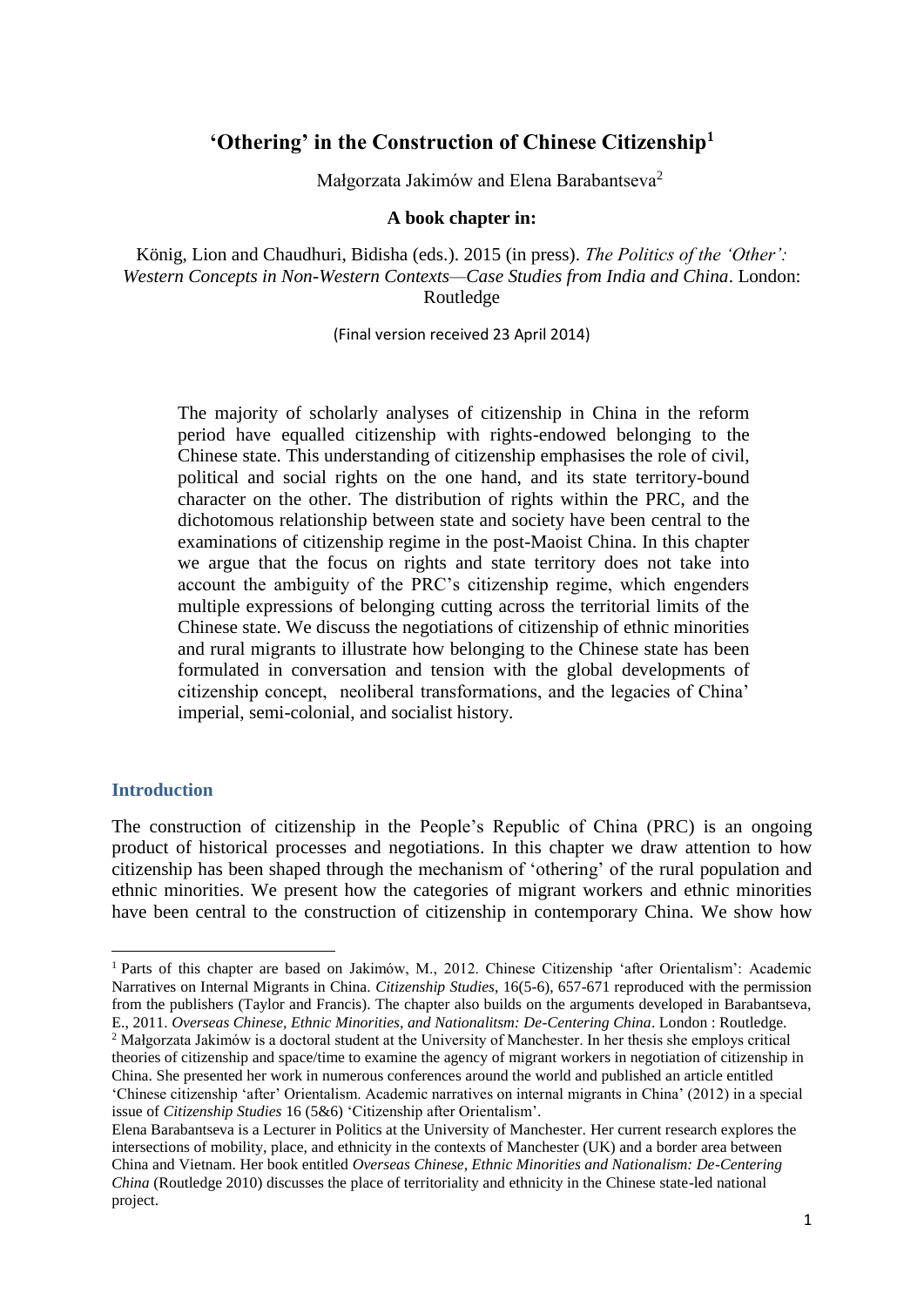# 'Othering' in the Construction of Chinese Citizenship[1]

Małgorzata Jakimów and Elena Barabantseva[2]

**A book chapter in:**

König, Lion and Chaudhuri, Bidisha (eds.). 2015 (in press). *The Politics of the 'Other': Western Concepts in Non-Western Contexts—Case Studies from India and China*. London: Routledge

(Final version received 23 April 2014)

> The majority of scholarly analyses of citizenship in China in the reform period have equalled citizenship with rights-endowed belonging to the Chinese state. This understanding of citizenship emphasises the role of civil, political and social rights on the one hand, and its state territory-bound character on the other. The distribution of rights within the PRC, and the dichotomous relationship between state and society have been central to the examinations of citizenship regime in the post-Maoist China. In this chapter we argue that the focus on rights and state territory does not take into account the ambiguity of the PRC's citizenship regime, which engenders multiple expressions of belonging cutting across the territorial limits of the Chinese state. We discuss the negotiations of citizenship of ethnic minorities and rural migrants to illustrate how belonging to the Chinese state has been formulated in conversation and tension with the global developments of citizenship concept, neoliberal transformations, and the legacies of China' imperial, semi-colonial, and socialist history.

## Introduction

The construction of citizenship in the People's Republic of China (PRC) is an ongoing product of historical processes and negotiations. In this chapter we draw attention to how citizenship has been shaped through the mechanism of 'othering' of the rural population and ethnic minorities. We present how the categories of migrant workers and ethnic minorities have been central to the construction of citizenship in contemporary China. We show how

---

[1] Parts of this chapter are based on Jakimów, M., 2012. Chinese Citizenship 'after Orientalism': Academic Narratives on Internal Migrants in China. *Citizenship Studies*, 16(5-6), 657-671 reproduced with the permission from the publishers (Taylor and Francis). The chapter also builds on the arguments developed in Barabantseva, E., 2011. *Overseas Chinese, Ethnic Minorities, and Nationalitsm: De-Centering China*. London : Routledge.

[2] Małgorzata Jakimów is a doctoral student at the University of Manchester. In her thesis she employs critical theories of citizenship and space/time to examine the agency of migrant workers in negotiation of citizenship in China. She presented her work in numerous conferences around the world and published an article entitled 'Chinese citizenship 'after' Orientalism. Academic narratives on internal migrants in China' (2012) in a special issue of *Citizenship Studies* 16 (5&6) 'Citizenship after Orientalism'.

Elena Barabantseva is a Lecturer in Politics at the University of Manchester. Her current research explores the intersections of mobility, place, and ethnicity in the contexts of Manchester (UK) and a border area between China and Vietnam. Her book entitled *Overseas Chinese, Ethnic Minorities and Nationalism: De-Centering China* (Routledge 2010) discusses the place of territoriality and ethnicity in the Chinese state-led national project.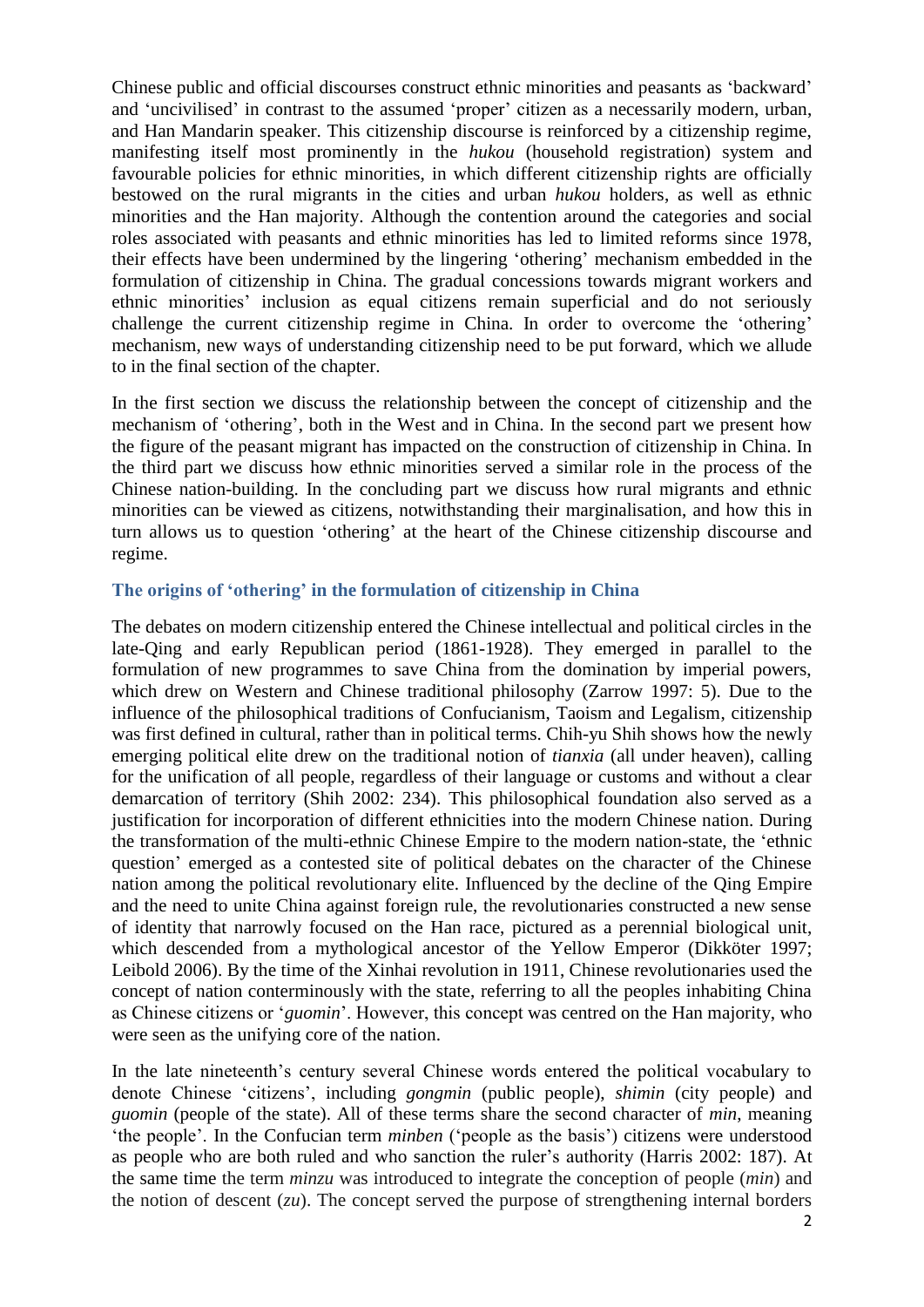Chinese public and official discourses construct ethnic minorities and peasants as 'backward' and 'uncivilised' in contrast to the assumed 'proper' citizen as a necessarily modern, urban, and Han Mandarin speaker. This citizenship discourse is reinforced by a citizenship regime, manifesting itself most prominently in the *hukou* (household registration) system and favourable policies for ethnic minorities, in which different citizenship rights are officially bestowed on the rural migrants in the cities and urban *hukou* holders, as well as ethnic minorities and the Han majority. Although the contention around the categories and social roles associated with peasants and ethnic minorities has led to limited reforms since 1978, their effects have been undermined by the lingering 'othering' mechanism embedded in the formulation of citizenship in China. The gradual concessions towards migrant workers and ethnic minorities' inclusion as equal citizens remain superficial and do not seriously challenge the current citizenship regime in China. In order to overcome the 'othering' mechanism, new ways of understanding citizenship need to be put forward, which we allude to in the final section of the chapter.

In the first section we discuss the relationship between the concept of citizenship and the mechanism of 'othering', both in the West and in China. In the second part we present how the figure of the peasant migrant has impacted on the construction of citizenship in China. In the third part we discuss how ethnic minorities served a similar role in the process of the Chinese nation-building. In the concluding part we discuss how rural migrants and ethnic minorities can be viewed as citizens, notwithstanding their marginalisation, and how this in turn allows us to question 'othering' at the heart of the Chinese citizenship discourse and regime.

## The origins of 'othering' in the formulation of citizenship in China

The debates on modern citizenship entered the Chinese intellectual and political circles in the late-Qing and early Republican period (1861-1928). They emerged in parallel to the formulation of new programmes to save China from the domination by imperial powers, which drew on Western and Chinese traditional philosophy (Zarrow 1997: 5). Due to the influence of the philosophical traditions of Confucianism, Taoism and Legalism, citizenship was first defined in cultural, rather than in political terms. Chih-yu Shih shows how the newly emerging political elite drew on the traditional notion of *tianxia* (all under heaven), calling for the unification of all people, regardless of their language or customs and without a clear demarcation of territory (Shih 2002: 234). This philosophical foundation also served as a justification for incorporation of different ethnicities into the modern Chinese nation. During the transformation of the multi-ethnic Chinese Empire to the modern nation-state, the 'ethnic question' emerged as a contested site of political debates on the character of the Chinese nation among the political revolutionary elite. Influenced by the decline of the Qing Empire and the need to unite China against foreign rule, the revolutionaries constructed a new sense of identity that narrowly focused on the Han race, pictured as a perennial biological unit, which descended from a mythological ancestor of the Yellow Emperor (Dikköter 1997; Leibold 2006). By the time of the Xinhai revolution in 1911, Chinese revolutionaries used the concept of nation conterminously with the state, referring to all the peoples inhabiting China as Chinese citizens or '*guomin*'. However, this concept was centred on the Han majority, who were seen as the unifying core of the nation.

In the late nineteenth's century several Chinese words entered the political vocabulary to denote Chinese 'citizens', including *gongmin* (public people), *shimin* (city people) and *guomin* (people of the state). All of these terms share the second character of *min*, meaning 'the people'. In the Confucian term *minben* ('people as the basis') citizens were understood as people who are both ruled and who sanction the ruler's authority (Harris 2002: 187). At the same time the term *minzu* was introduced to integrate the conception of people (*min*) and the notion of descent (*zu*). The concept served the purpose of strengthening internal borders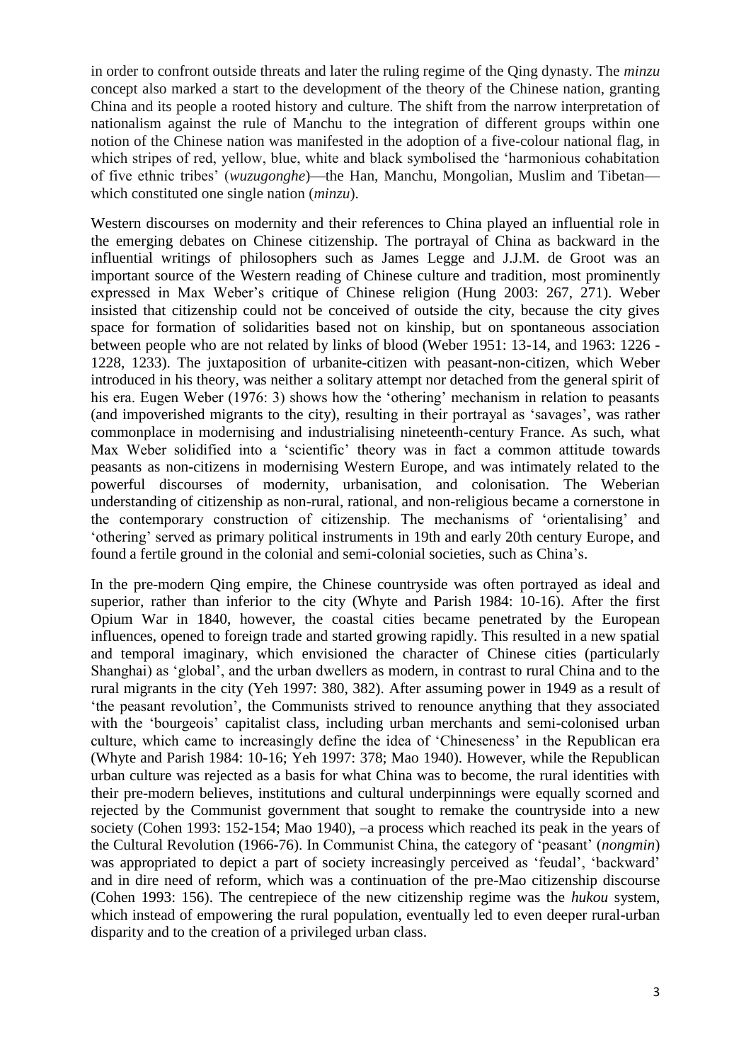in order to confront outside threats and later the ruling regime of the Qing dynasty. The *minzu* concept also marked a start to the development of the theory of the Chinese nation, granting China and its people a rooted history and culture. The shift from the narrow interpretation of nationalism against the rule of Manchu to the integration of different groups within one notion of the Chinese nation was manifested in the adoption of a five-colour national flag, in which stripes of red, yellow, blue, white and black symbolised the 'harmonious cohabitation of five ethnic tribes' (*wuzugonghe*)—the Han, Manchu, Mongolian, Muslim and Tibetan—which constituted one single nation (*minzu*).

Western discourses on modernity and their references to China played an influential role in the emerging debates on Chinese citizenship. The portrayal of China as backward in the influential writings of philosophers such as James Legge and J.J.M. de Groot was an important source of the Western reading of Chinese culture and tradition, most prominently expressed in Max Weber's critique of Chinese religion (Hung 2003: 267, 271). Weber insisted that citizenship could not be conceived of outside the city, because the city gives space for formation of solidarities based not on kinship, but on spontaneous association between people who are not related by links of blood (Weber 1951: 13-14, and 1963: 1226 - 1228, 1233). The juxtaposition of urbanite-citizen with peasant-non-citizen, which Weber introduced in his theory, was neither a solitary attempt nor detached from the general spirit of his era. Eugen Weber (1976: 3) shows how the 'othering' mechanism in relation to peasants (and impoverished migrants to the city), resulting in their portrayal as 'savages', was rather commonplace in modernising and industrialising nineteenth-century France. As such, what Max Weber solidified into a 'scientific' theory was in fact a common attitude towards peasants as non-citizens in modernising Western Europe, and was intimately related to the powerful discourses of modernity, urbanisation, and colonisation. The Weberian understanding of citizenship as non-rural, rational, and non-religious became a cornerstone in the contemporary construction of citizenship. The mechanisms of 'orientalising' and 'othering' served as primary political instruments in 19th and early 20th century Europe, and found a fertile ground in the colonial and semi-colonial societies, such as China's.

In the pre-modern Qing empire, the Chinese countryside was often portrayed as ideal and superior, rather than inferior to the city (Whyte and Parish 1984: 10-16). After the first Opium War in 1840, however, the coastal cities became penetrated by the European influences, opened to foreign trade and started growing rapidly. This resulted in a new spatial and temporal imaginary, which envisioned the character of Chinese cities (particularly Shanghai) as 'global', and the urban dwellers as modern, in contrast to rural China and to the rural migrants in the city (Yeh 1997: 380, 382). After assuming power in 1949 as a result of 'the peasant revolution', the Communists strived to renounce anything that they associated with the 'bourgeois' capitalist class, including urban merchants and semi-colonised urban culture, which came to increasingly define the idea of 'Chineseness' in the Republican era (Whyte and Parish 1984: 10-16; Yeh 1997: 378; Mao 1940). However, while the Republican urban culture was rejected as a basis for what China was to become, the rural identities with their pre-modern believes, institutions and cultural underpinnings were equally scorned and rejected by the Communist government that sought to remake the countryside into a new society (Cohen 1993: 152-154; Mao 1940), –a process which reached its peak in the years of the Cultural Revolution (1966-76). In Communist China, the category of 'peasant' (*nongmin*) was appropriated to depict a part of society increasingly perceived as 'feudal', 'backward' and in dire need of reform, which was a continuation of the pre-Mao citizenship discourse (Cohen 1993: 156). The centrepiece of the new citizenship regime was the *hukou* system, which instead of empowering the rural population, eventually led to even deeper rural-urban disparity and to the creation of a privileged urban class.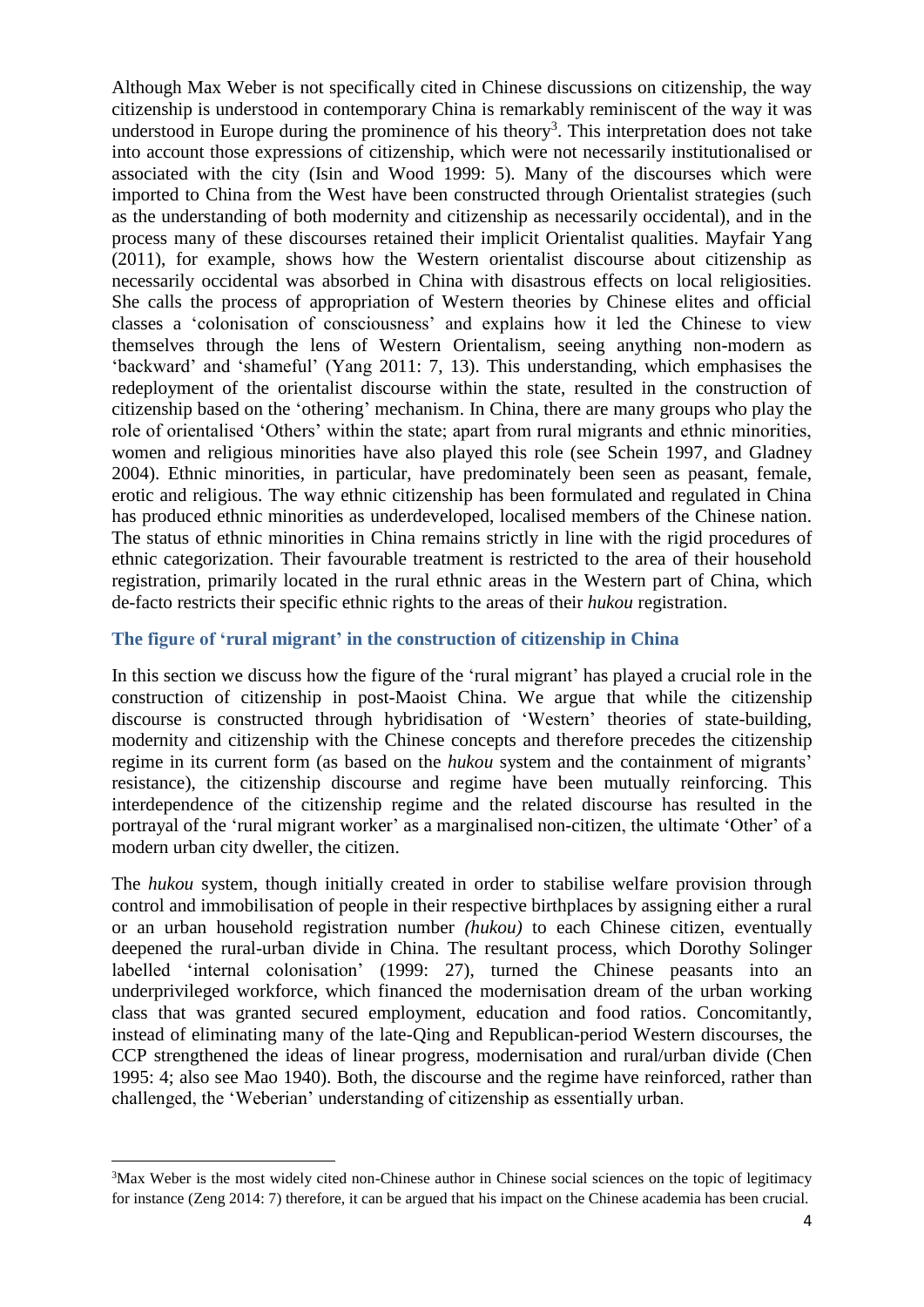Although Max Weber is not specifically cited in Chinese discussions on citizenship, the way citizenship is understood in contemporary China is remarkably reminiscent of the way it was understood in Europe during the prominence of his theory[3]. This interpretation does not take into account those expressions of citizenship, which were not necessarily institutionalised or associated with the city (Isin and Wood 1999: 5). Many of the discourses which were imported to China from the West have been constructed through Orientalist strategies (such as the understanding of both modernity and citizenship as necessarily occidental), and in the process many of these discourses retained their implicit Orientalist qualities. Mayfair Yang (2011), for example, shows how the Western orientalist discourse about citizenship as necessarily occidental was absorbed in China with disastrous effects on local religiosities. She calls the process of appropriation of Western theories by Chinese elites and official classes a 'colonisation of consciousness' and explains how it led the Chinese to view themselves through the lens of Western Orientalism, seeing anything non-modern as 'backward' and 'shameful' (Yang 2011: 7, 13). This understanding, which emphasises the redeployment of the orientalist discourse within the state, resulted in the construction of citizenship based on the 'othering' mechanism. In China, there are many groups who play the role of orientalised 'Others' within the state; apart from rural migrants and ethnic minorities, women and religious minorities have also played this role (see Schein 1997, and Gladney 2004). Ethnic minorities, in particular, have predominately been seen as peasant, female, erotic and religious. The way ethnic citizenship has been formulated and regulated in China has produced ethnic minorities as underdeveloped, localised members of the Chinese nation. The status of ethnic minorities in China remains strictly in line with the rigid procedures of ethnic categorization. Their favourable treatment is restricted to the area of their household registration, primarily located in the rural ethnic areas in the Western part of China, which de-facto restricts their specific ethnic rights to the areas of their *hukou* registration.

## The figure of 'rural migrant' in the construction of citizenship in China

In this section we discuss how the figure of the 'rural migrant' has played a crucial role in the construction of citizenship in post-Maoist China. We argue that while the citizenship discourse is constructed through hybridisation of 'Western' theories of state-building, modernity and citizenship with the Chinese concepts and therefore precedes the citizenship regime in its current form (as based on the *hukou* system and the containment of migrants' resistance), the citizenship discourse and regime have been mutually reinforcing. This interdependence of the citizenship regime and the related discourse has resulted in the portrayal of the 'rural migrant worker' as a marginalised non-citizen, the ultimate 'Other' of a modern urban city dweller, the citizen.

The *hukou* system, though initially created in order to stabilise welfare provision through control and immobilisation of people in their respective birthplaces by assigning either a rural or an urban household registration number *(hukou)* to each Chinese citizen, eventually deepened the rural-urban divide in China. The resultant process, which Dorothy Solinger labelled 'internal colonisation' (1999: 27), turned the Chinese peasants into an underprivileged workforce, which financed the modernisation dream of the urban working class that was granted secured employment, education and food ratios. Concomitantly, instead of eliminating many of the late-Qing and Republican-period Western discourses, the CCP strengthened the ideas of linear progress, modernisation and rural/urban divide (Chen 1995: 4; also see Mao 1940). Both, the discourse and the regime have reinforced, rather than challenged, the 'Weberian' understanding of citizenship as essentially urban.

[3]Max Weber is the most widely cited non-Chinese author in Chinese social sciences on the topic of legitimacy for instance (Zeng 2014: 7) therefore, it can be argued that his impact on the Chinese academia has been crucial.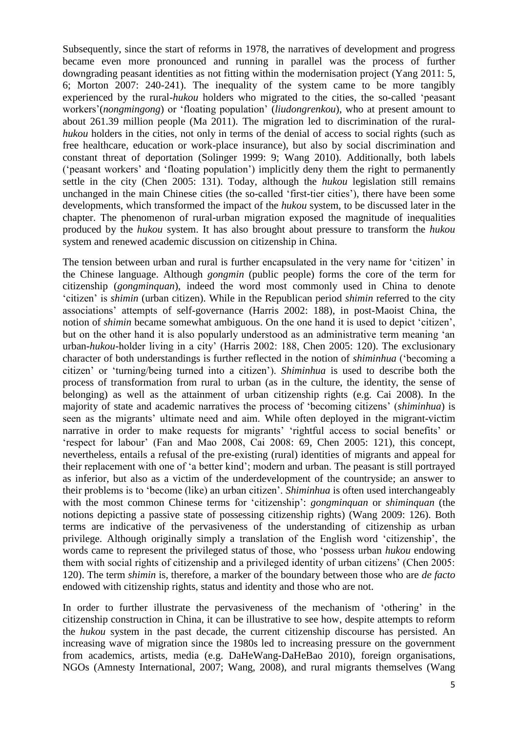Subsequently, since the start of reforms in 1978, the narratives of development and progress became even more pronounced and running in parallel was the process of further downgrading peasant identities as not fitting within the modernisation project (Yang 2011: 5, 6; Morton 2007: 240-241). The inequality of the system came to be more tangibly experienced by the rural-*hukou* holders who migrated to the cities, the so-called 'peasant workers'(*nongmingong*) or 'floating population' (*liudongrenkou*), who at present amount to about 261.39 million people (Ma 2011). The migration led to discrimination of the rural-*hukou* holders in the cities, not only in terms of the denial of access to social rights (such as free healthcare, education or work-place insurance), but also by social discrimination and constant threat of deportation (Solinger 1999: 9; Wang 2010). Additionally, both labels ('peasant workers' and 'floating population') implicitly deny them the right to permanently settle in the city (Chen 2005: 131). Today, although the *hukou* legislation still remains unchanged in the main Chinese cities (the so-called 'first-tier cities'), there have been some developments, which transformed the impact of the *hukou* system, to be discussed later in the chapter. The phenomenon of rural-urban migration exposed the magnitude of inequalities produced by the *hukou* system. It has also brought about pressure to transform the *hukou* system and renewed academic discussion on citizenship in China.

The tension between urban and rural is further encapsulated in the very name for 'citizen' in the Chinese language. Although *gongmin* (public people) forms the core of the term for citizenship (*gongminquan*), indeed the word most commonly used in China to denote 'citizen' is *shimin* (urban citizen). While in the Republican period *shimin* referred to the city associations' attempts of self-governance (Harris 2002: 188), in post-Maoist China, the notion of *shimin* became somewhat ambiguous. On the one hand it is used to depict 'citizen', but on the other hand it is also popularly understood as an administrative term meaning 'an urban-*hukou*-holder living in a city' (Harris 2002: 188, Chen 2005: 120). The exclusionary character of both understandings is further reflected in the notion of *shiminhua* ('becoming a citizen' or 'turning/being turned into a citizen'). *Shiminhua* is used to describe both the process of transformation from rural to urban (as in the culture, the identity, the sense of belonging) as well as the attainment of urban citizenship rights (e.g. Cai 2008). In the majority of state and academic narratives the process of 'becoming citizens' (*shiminhua*) is seen as the migrants' ultimate need and aim. While often deployed in the migrant-victim narrative in order to make requests for migrants' 'rightful access to social benefits' or 'respect for labour' (Fan and Mao 2008, Cai 2008: 69, Chen 2005: 121), this concept, nevertheless, entails a refusal of the pre-existing (rural) identities of migrants and appeal for their replacement with one of 'a better kind'; modern and urban. The peasant is still portrayed as inferior, but also as a victim of the underdevelopment of the countryside; an answer to their problems is to 'become (like) an urban citizen'. *Shiminhua* is often used interchangeably with the most common Chinese terms for 'citizenship': *gongminquan* or *shiminquan* (the notions depicting a passive state of possessing citizenship rights) (Wang 2009: 126). Both terms are indicative of the pervasiveness of the understanding of citizenship as urban privilege. Although originally simply a translation of the English word 'citizenship', the words came to represent the privileged status of those, who 'possess urban *hukou* endowing them with social rights of citizenship and a privileged identity of urban citizens' (Chen 2005: 120). The term *shimin* is, therefore, a marker of the boundary between those who are *de facto* endowed with citizenship rights, status and identity and those who are not.

In order to further illustrate the pervasiveness of the mechanism of 'othering' in the citizenship construction in China, it can be illustrative to see how, despite attempts to reform the *hukou* system in the past decade, the current citizenship discourse has persisted. An increasing wave of migration since the 1980s led to increasing pressure on the government from academics, artists, media (e.g. DaHeWang-DaHeBao 2010), foreign organisations, NGOs (Amnesty International, 2007; Wang, 2008), and rural migrants themselves (Wang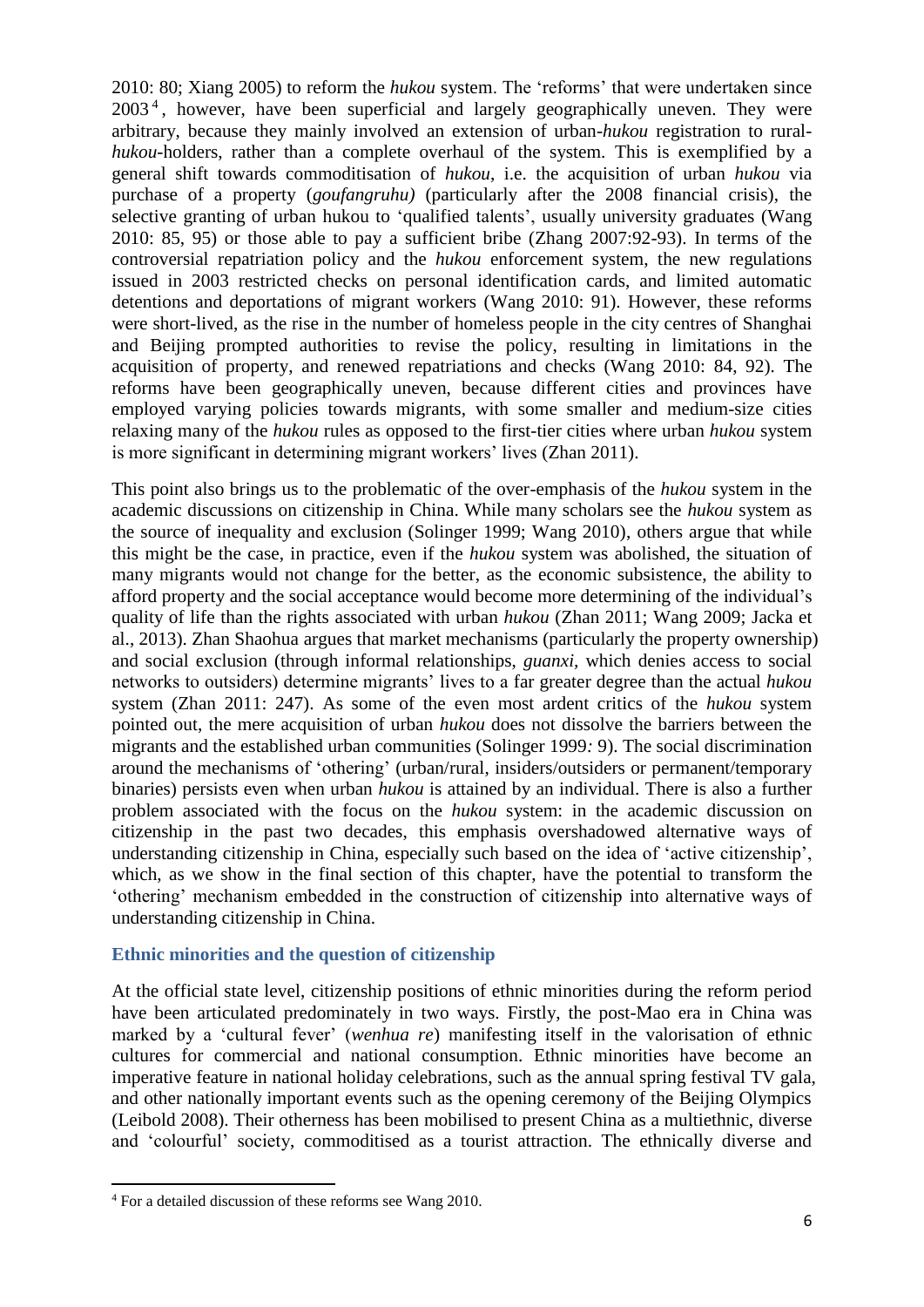2010: 80; Xiang 2005) to reform the *hukou* system. The 'reforms' that were undertaken since 2003[4], however, have been superficial and largely geographically uneven. They were arbitrary, because they mainly involved an extension of urban-*hukou* registration to rural-*hukou*-holders, rather than a complete overhaul of the system. This is exemplified by a general shift towards commoditisation of *hukou*, i.e. the acquisition of urban *hukou* via purchase of a property (*goufangruhu)* (particularly after the 2008 financial crisis), the selective granting of urban hukou to 'qualified talents', usually university graduates (Wang 2010: 85, 95) or those able to pay a sufficient bribe (Zhang 2007:92-93). In terms of the controversial repatriation policy and the *hukou* enforcement system, the new regulations issued in 2003 restricted checks on personal identification cards, and limited automatic detentions and deportations of migrant workers (Wang 2010: 91). However, these reforms were short-lived, as the rise in the number of homeless people in the city centres of Shanghai and Beijing prompted authorities to revise the policy, resulting in limitations in the acquisition of property, and renewed repatriations and checks (Wang 2010: 84, 92). The reforms have been geographically uneven, because different cities and provinces have employed varying policies towards migrants, with some smaller and medium-size cities relaxing many of the *hukou* rules as opposed to the first-tier cities where urban *hukou* system is more significant in determining migrant workers' lives (Zhan 2011).

This point also brings us to the problematic of the over-emphasis of the *hukou* system in the academic discussions on citizenship in China. While many scholars see the *hukou* system as the source of inequality and exclusion (Solinger 1999; Wang 2010), others argue that while this might be the case, in practice, even if the *hukou* system was abolished, the situation of many migrants would not change for the better, as the economic subsistence, the ability to afford property and the social acceptance would become more determining of the individual's quality of life than the rights associated with urban *hukou* (Zhan 2011; Wang 2009; Jacka et al., 2013). Zhan Shaohua argues that market mechanisms (particularly the property ownership) and social exclusion (through informal relationships, *guanxi,* which denies access to social networks to outsiders) determine migrants' lives to a far greater degree than the actual *hukou* system (Zhan 2011: 247). As some of the even most ardent critics of the *hukou* system pointed out, the mere acquisition of urban *hukou* does not dissolve the barriers between the migrants and the established urban communities (Solinger 1999*:* 9). The social discrimination around the mechanisms of 'othering' (urban/rural, insiders/outsiders or permanent/temporary binaries) persists even when urban *hukou* is attained by an individual. There is also a further problem associated with the focus on the *hukou* system: in the academic discussion on citizenship in the past two decades, this emphasis overshadowed alternative ways of understanding citizenship in China, especially such based on the idea of 'active citizenship', which, as we show in the final section of this chapter, have the potential to transform the 'othering' mechanism embedded in the construction of citizenship into alternative ways of understanding citizenship in China.

## Ethnic minorities and the question of citizenship

At the official state level, citizenship positions of ethnic minorities during the reform period have been articulated predominately in two ways. Firstly, the post-Mao era in China was marked by a 'cultural fever' (*wenhua re*) manifesting itself in the valorisation of ethnic cultures for commercial and national consumption. Ethnic minorities have become an imperative feature in national holiday celebrations, such as the annual spring festival TV gala, and other nationally important events such as the opening ceremony of the Beijing Olympics (Leibold 2008). Their otherness has been mobilised to present China as a multiethnic, diverse and 'colourful' society, commoditised as a tourist attraction. The ethnically diverse and

[4] For a detailed discussion of these reforms see Wang 2010.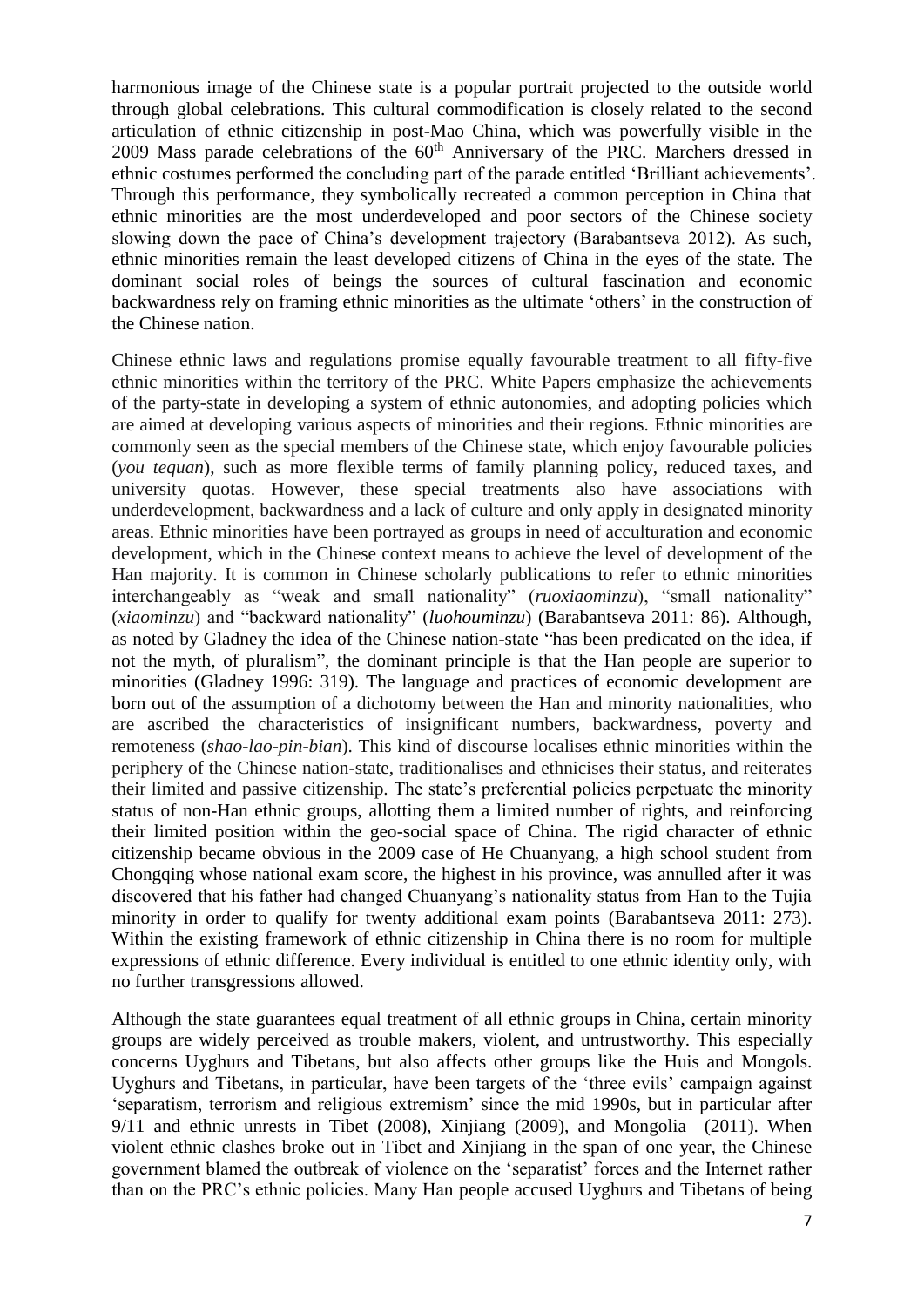harmonious image of the Chinese state is a popular portrait projected to the outside world through global celebrations. This cultural commodification is closely related to the second articulation of ethnic citizenship in post-Mao China, which was powerfully visible in the 2009 Mass parade celebrations of the 60th Anniversary of the PRC. Marchers dressed in ethnic costumes performed the concluding part of the parade entitled 'Brilliant achievements'. Through this performance, they symbolically recreated a common perception in China that ethnic minorities are the most underdeveloped and poor sectors of the Chinese society slowing down the pace of China's development trajectory (Barabantseva 2012). As such, ethnic minorities remain the least developed citizens of China in the eyes of the state. The dominant social roles of beings the sources of cultural fascination and economic backwardness rely on framing ethnic minorities as the ultimate 'others' in the construction of the Chinese nation.

Chinese ethnic laws and regulations promise equally favourable treatment to all fifty-five ethnic minorities within the territory of the PRC. White Papers emphasize the achievements of the party-state in developing a system of ethnic autonomies, and adopting policies which are aimed at developing various aspects of minorities and their regions. Ethnic minorities are commonly seen as the special members of the Chinese state, which enjoy favourable policies (*you tequan*), such as more flexible terms of family planning policy, reduced taxes, and university quotas. However, these special treatments also have associations with underdevelopment, backwardness and a lack of culture and only apply in designated minority areas. Ethnic minorities have been portrayed as groups in need of acculturation and economic development, which in the Chinese context means to achieve the level of development of the Han majority. It is common in Chinese scholarly publications to refer to ethnic minorities interchangeably as "weak and small nationality" (*ruoxiaominzu*), "small nationality" (*xiaominzu*) and "backward nationality" (*luohouminzu*) (Barabantseva 2011: 86). Although, as noted by Gladney the idea of the Chinese nation-state "has been predicated on the idea, if not the myth, of pluralism", the dominant principle is that the Han people are superior to minorities (Gladney 1996: 319). The language and practices of economic development are born out of the assumption of a dichotomy between the Han and minority nationalities, who are ascribed the characteristics of insignificant numbers, backwardness, poverty and remoteness (*shao-lao-pin-bian*). This kind of discourse localises ethnic minorities within the periphery of the Chinese nation-state, traditionalises and ethnicises their status, and reiterates their limited and passive citizenship. The state's preferential policies perpetuate the minority status of non-Han ethnic groups, allotting them a limited number of rights, and reinforcing their limited position within the geo-social space of China. The rigid character of ethnic citizenship became obvious in the 2009 case of He Chuanyang, a high school student from Chongqing whose national exam score, the highest in his province, was annulled after it was discovered that his father had changed Chuanyang's nationality status from Han to the Tujia minority in order to qualify for twenty additional exam points (Barabantseva 2011: 273). Within the existing framework of ethnic citizenship in China there is no room for multiple expressions of ethnic difference. Every individual is entitled to one ethnic identity only, with no further transgressions allowed.

Although the state guarantees equal treatment of all ethnic groups in China, certain minority groups are widely perceived as trouble makers, violent, and untrustworthy. This especially concerns Uyghurs and Tibetans, but also affects other groups like the Huis and Mongols. Uyghurs and Tibetans, in particular, have been targets of the 'three evils' campaign against 'separatism, terrorism and religious extremism' since the mid 1990s, but in particular after 9/11 and ethnic unrests in Tibet (2008), Xinjiang (2009), and Mongolia (2011). When violent ethnic clashes broke out in Tibet and Xinjiang in the span of one year, the Chinese government blamed the outbreak of violence on the 'separatist' forces and the Internet rather than on the PRC's ethnic policies. Many Han people accused Uyghurs and Tibetans of being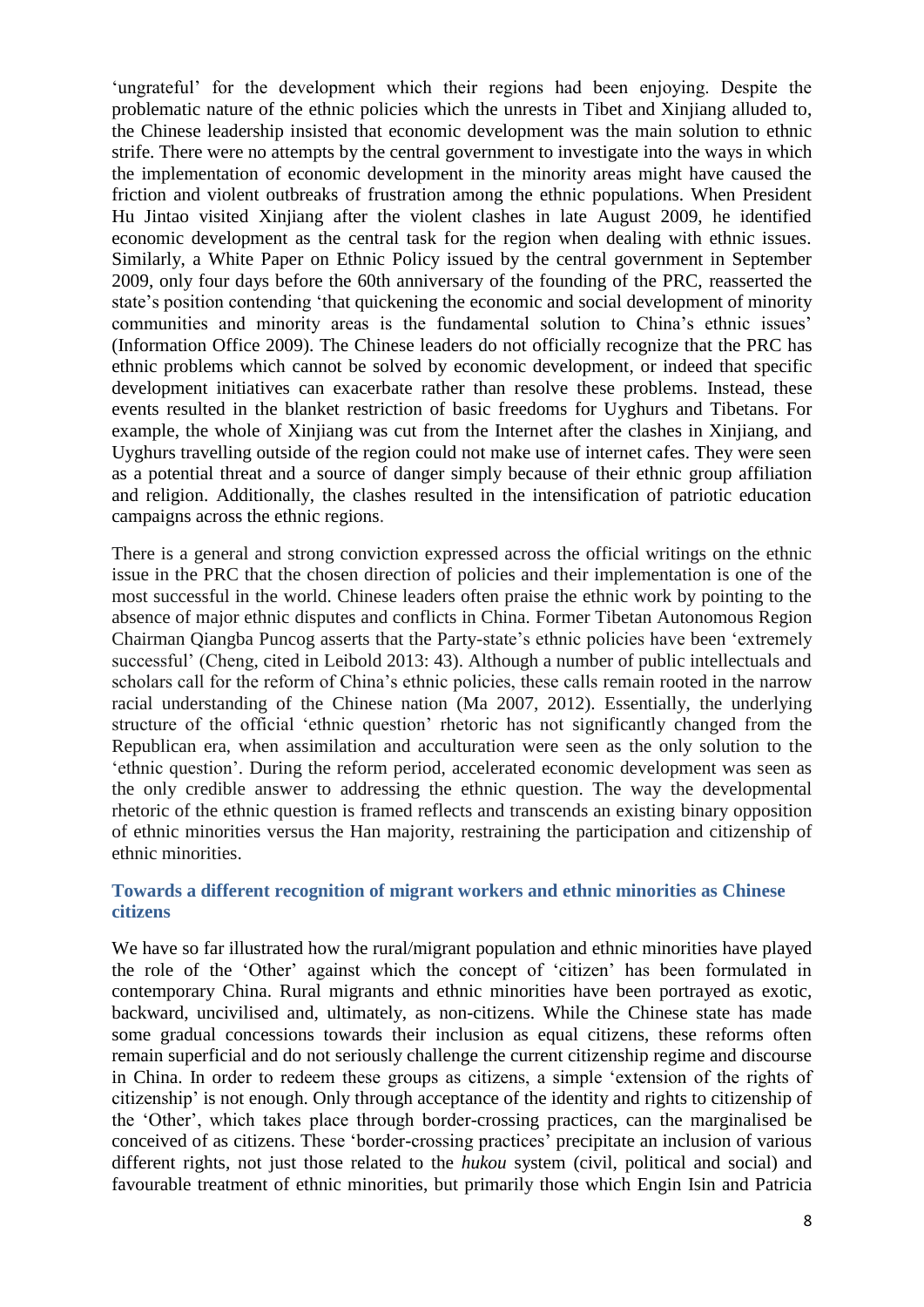'ungrateful' for the development which their regions had been enjoying. Despite the problematic nature of the ethnic policies which the unrests in Tibet and Xinjiang alluded to, the Chinese leadership insisted that economic development was the main solution to ethnic strife. There were no attempts by the central government to investigate into the ways in which the implementation of economic development in the minority areas might have caused the friction and violent outbreaks of frustration among the ethnic populations. When President Hu Jintao visited Xinjiang after the violent clashes in late August 2009, he identified economic development as the central task for the region when dealing with ethnic issues. Similarly, a White Paper on Ethnic Policy issued by the central government in September 2009, only four days before the 60th anniversary of the founding of the PRC, reasserted the state's position contending 'that quickening the economic and social development of minority communities and minority areas is the fundamental solution to China's ethnic issues' (Information Office 2009). The Chinese leaders do not officially recognize that the PRC has ethnic problems which cannot be solved by economic development, or indeed that specific development initiatives can exacerbate rather than resolve these problems. Instead, these events resulted in the blanket restriction of basic freedoms for Uyghurs and Tibetans. For example, the whole of Xinjiang was cut from the Internet after the clashes in Xinjiang, and Uyghurs travelling outside of the region could not make use of internet cafes. They were seen as a potential threat and a source of danger simply because of their ethnic group affiliation and religion. Additionally, the clashes resulted in the intensification of patriotic education campaigns across the ethnic regions.

There is a general and strong conviction expressed across the official writings on the ethnic issue in the PRC that the chosen direction of policies and their implementation is one of the most successful in the world. Chinese leaders often praise the ethnic work by pointing to the absence of major ethnic disputes and conflicts in China. Former Tibetan Autonomous Region Chairman Qiangba Puncog asserts that the Party-state's ethnic policies have been 'extremely successful' (Cheng, cited in Leibold 2013: 43). Although a number of public intellectuals and scholars call for the reform of China's ethnic policies, these calls remain rooted in the narrow racial understanding of the Chinese nation (Ma 2007, 2012). Essentially, the underlying structure of the official 'ethnic question' rhetoric has not significantly changed from the Republican era, when assimilation and acculturation were seen as the only solution to the 'ethnic question'. During the reform period, accelerated economic development was seen as the only credible answer to addressing the ethnic question. The way the developmental rhetoric of the ethnic question is framed reflects and transcends an existing binary opposition of ethnic minorities versus the Han majority, restraining the participation and citizenship of ethnic minorities.

## Towards a different recognition of migrant workers and ethnic minorities as Chinese citizens

We have so far illustrated how the rural/migrant population and ethnic minorities have played the role of the 'Other' against which the concept of 'citizen' has been formulated in contemporary China. Rural migrants and ethnic minorities have been portrayed as exotic, backward, uncivilised and, ultimately, as non-citizens. While the Chinese state has made some gradual concessions towards their inclusion as equal citizens, these reforms often remain superficial and do not seriously challenge the current citizenship regime and discourse in China. In order to redeem these groups as citizens, a simple 'extension of the rights of citizenship' is not enough. Only through acceptance of the identity and rights to citizenship of the 'Other', which takes place through border-crossing practices, can the marginalised be conceived of as citizens. These 'border-crossing practices' precipitate an inclusion of various different rights, not just those related to the *hukou* system (civil, political and social) and favourable treatment of ethnic minorities, but primarily those which Engin Isin and Patricia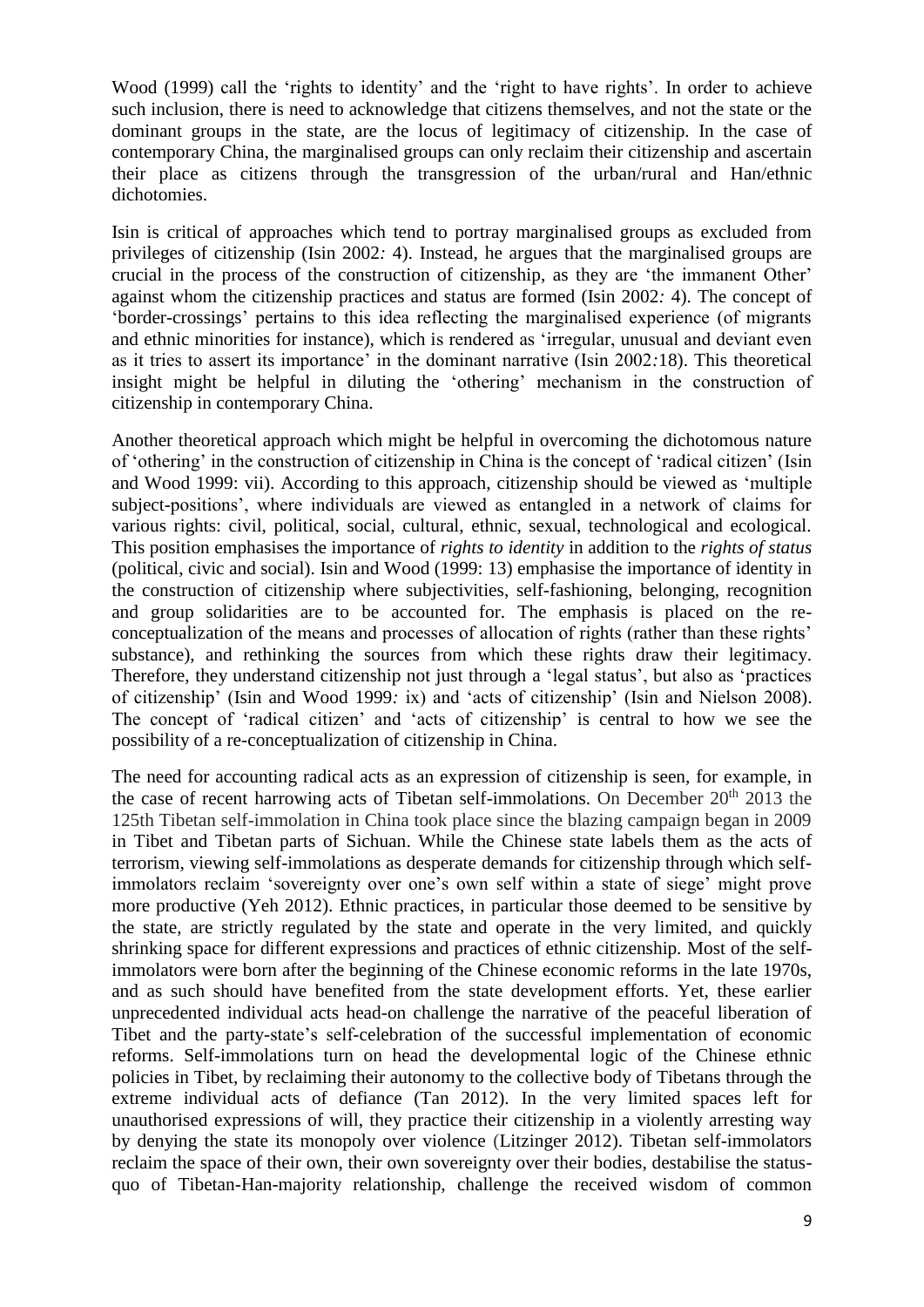Wood (1999) call the 'rights to identity' and the 'right to have rights'. In order to achieve such inclusion, there is need to acknowledge that citizens themselves, and not the state or the dominant groups in the state, are the locus of legitimacy of citizenship. In the case of contemporary China, the marginalised groups can only reclaim their citizenship and ascertain their place as citizens through the transgression of the urban/rural and Han/ethnic dichotomies.

Isin is critical of approaches which tend to portray marginalised groups as excluded from privileges of citizenship (Isin 2002*:* 4). Instead, he argues that the marginalised groups are crucial in the process of the construction of citizenship, as they are 'the immanent Other' against whom the citizenship practices and status are formed (Isin 2002*:* 4). The concept of 'border-crossings' pertains to this idea reflecting the marginalised experience (of migrants and ethnic minorities for instance), which is rendered as 'irregular, unusual and deviant even as it tries to assert its importance' in the dominant narrative (Isin 2002*:*18). This theoretical insight might be helpful in diluting the 'othering' mechanism in the construction of citizenship in contemporary China.

Another theoretical approach which might be helpful in overcoming the dichotomous nature of 'othering' in the construction of citizenship in China is the concept of 'radical citizen' (Isin and Wood 1999: vii). According to this approach, citizenship should be viewed as 'multiple subject-positions', where individuals are viewed as entangled in a network of claims for various rights: civil, political, social, cultural, ethnic, sexual, technological and ecological. This position emphasises the importance of *rights to identity* in addition to the *rights of status* (political, civic and social). Isin and Wood (1999: 13) emphasise the importance of identity in the construction of citizenship where subjectivities, self-fashioning, belonging, recognition and group solidarities are to be accounted for. The emphasis is placed on the re-conceptualization of the means and processes of allocation of rights (rather than these rights' substance), and rethinking the sources from which these rights draw their legitimacy. Therefore, they understand citizenship not just through a 'legal status', but also as 'practices of citizenship' (Isin and Wood 1999*:* ix) and 'acts of citizenship' (Isin and Nielson 2008). The concept of 'radical citizen' and 'acts of citizenship' is central to how we see the possibility of a re-conceptualization of citizenship in China.

The need for accounting radical acts as an expression of citizenship is seen, for example, in the case of recent harrowing acts of Tibetan self-immolations. On December 20th 2013 the 125th Tibetan self-immolation in China took place since the blazing campaign began in 2009 in Tibet and Tibetan parts of Sichuan. While the Chinese state labels them as the acts of terrorism, viewing self-immolations as desperate demands for citizenship through which self-immolators reclaim 'sovereignty over one's own self within a state of siege' might prove more productive (Yeh 2012). Ethnic practices, in particular those deemed to be sensitive by the state, are strictly regulated by the state and operate in the very limited, and quickly shrinking space for different expressions and practices of ethnic citizenship. Most of the self-immolators were born after the beginning of the Chinese economic reforms in the late 1970s, and as such should have benefited from the state development efforts. Yet, these earlier unprecedented individual acts head-on challenge the narrative of the peaceful liberation of Tibet and the party-state's self-celebration of the successful implementation of economic reforms. Self-immolations turn on head the developmental logic of the Chinese ethnic policies in Tibet, by reclaiming their autonomy to the collective body of Tibetans through the extreme individual acts of defiance (Tan 2012). In the very limited spaces left for unauthorised expressions of will, they practice their citizenship in a violently arresting way by denying the state its monopoly over violence (Litzinger 2012). Tibetan self-immolators reclaim the space of their own, their own sovereignty over their bodies, destabilise the status-quo of Tibetan-Han-majority relationship, challenge the received wisdom of common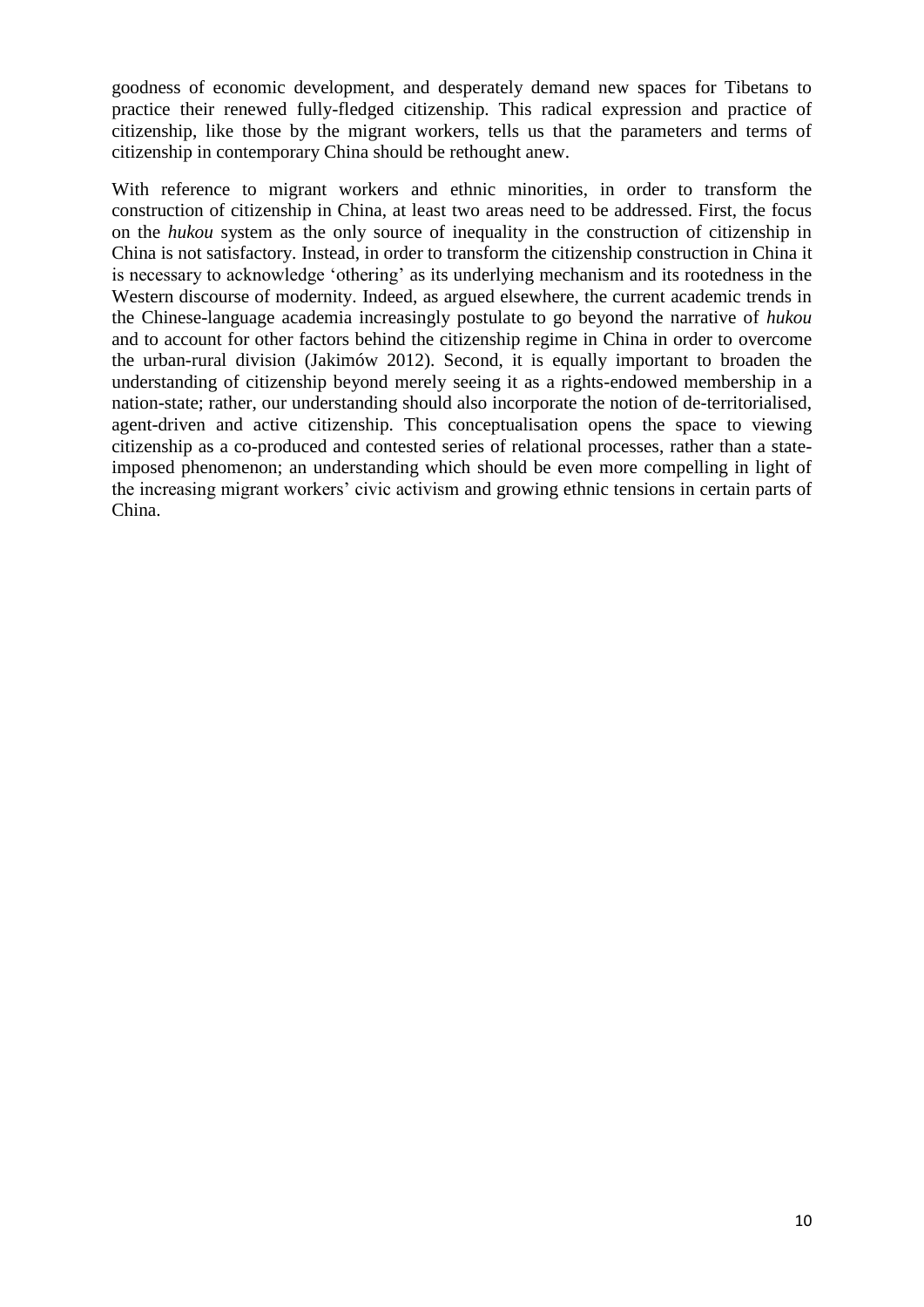goodness of economic development, and desperately demand new spaces for Tibetans to practice their renewed fully-fledged citizenship. This radical expression and practice of citizenship, like those by the migrant workers, tells us that the parameters and terms of citizenship in contemporary China should be rethought anew.

With reference to migrant workers and ethnic minorities, in order to transform the construction of citizenship in China, at least two areas need to be addressed. First, the focus on the *hukou* system as the only source of inequality in the construction of citizenship in China is not satisfactory. Instead, in order to transform the citizenship construction in China it is necessary to acknowledge 'othering' as its underlying mechanism and its rootedness in the Western discourse of modernity. Indeed, as argued elsewhere, the current academic trends in the Chinese-language academia increasingly postulate to go beyond the narrative of *hukou* and to account for other factors behind the citizenship regime in China in order to overcome the urban-rural division (Jakimów 2012). Second, it is equally important to broaden the understanding of citizenship beyond merely seeing it as a rights-endowed membership in a nation-state; rather, our understanding should also incorporate the notion of de-territorialised, agent-driven and active citizenship. This conceptualisation opens the space to viewing citizenship as a co-produced and contested series of relational processes, rather than a state-imposed phenomenon; an understanding which should be even more compelling in light of the increasing migrant workers' civic activism and growing ethnic tensions in certain parts of China.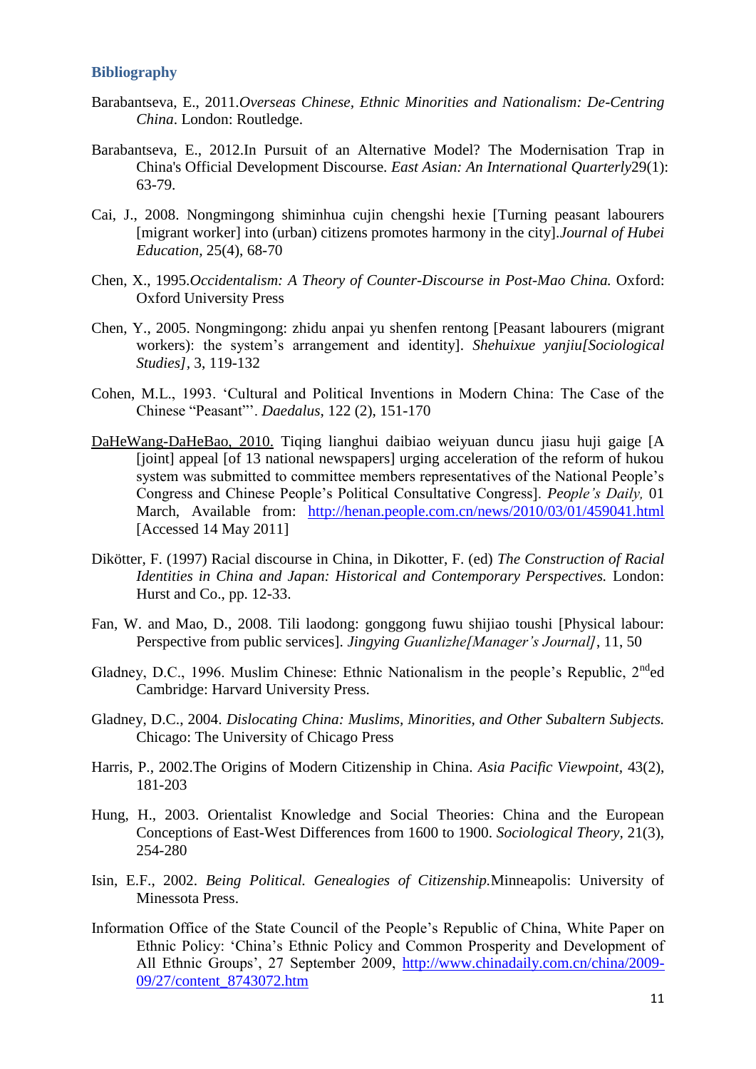## Bibliography

Barabantseva, E., 2011.*Overseas Chinese, Ethnic Minorities and Nationalism: De-Centring China*. London: Routledge.

Barabantseva, E., 2012.In Pursuit of an Alternative Model? The Modernisation Trap in China's Official Development Discourse. *East Asian: An International Quarterly*29(1): 63-79.

Cai, J., 2008. Nongmingong shiminhua cujin chengshi hexie [Turning peasant labourers [migrant worker] into (urban) citizens promotes harmony in the city].*Journal of Hubei Education,* 25(4), 68-70

Chen, X., 1995.*Occidentalism: A Theory of Counter-Discourse in Post-Mao China.* Oxford: Oxford University Press

Chen, Y., 2005. Nongmingong: zhidu anpai yu shenfen rentong [Peasant labourers (migrant workers): the system's arrangement and identity]. *Shehuixue yanjiu[Sociological Studies],* 3, 119-132

Cohen, M.L., 1993. 'Cultural and Political Inventions in Modern China: The Case of the Chinese "Peasant"'. *Daedalus*, 122 (2), 151-170

DaHeWang-DaHeBao, 2010. Tiqing lianghui daibiao weiyuan duncu jiasu huji gaige [A [joint] appeal [of 13 national newspapers] urging acceleration of the reform of hukou system was submitted to committee members representatives of the National People's Congress and Chinese People's Political Consultative Congress]. *People's Daily,* 01 March, Available from: http://henan.people.com.cn/news/2010/03/01/459041.html [Accessed 14 May 2011]

Dikötter, F. (1997) Racial discourse in China, in Dikotter, F. (ed) *The Construction of Racial Identities in China and Japan: Historical and Contemporary Perspectives.* London: Hurst and Co., pp. 12-33.

Fan, W. and Mao, D., 2008. Tili laodong: gonggong fuwu shijiao toushi [Physical labour: Perspective from public services]. *Jingying Guanlizhe[Manager's Journal]*, 11, 50

Gladney, D.C., 1996. Muslim Chinese: Ethnic Nationalism in the people's Republic, 2nded Cambridge: Harvard University Press.

Gladney, D.C., 2004. *Dislocating China: Muslims, Minorities, and Other Subaltern Subjects.* Chicago: The University of Chicago Press

Harris, P., 2002.The Origins of Modern Citizenship in China. *Asia Pacific Viewpoint,* 43(2), 181-203

Hung, H., 2003. Orientalist Knowledge and Social Theories: China and the European Conceptions of East-West Differences from 1600 to 1900. *Sociological Theory*, 21(3), 254-280

Isin, E.F., 2002. *Being Political. Genealogies of Citizenship.*Minneapolis: University of Minessota Press.

Information Office of the State Council of the People's Republic of China, White Paper on Ethnic Policy: 'China's Ethnic Policy and Common Prosperity and Development of All Ethnic Groups', 27 September 2009, http://www.chinadaily.com.cn/china/2009-09/27/content_8743072.htm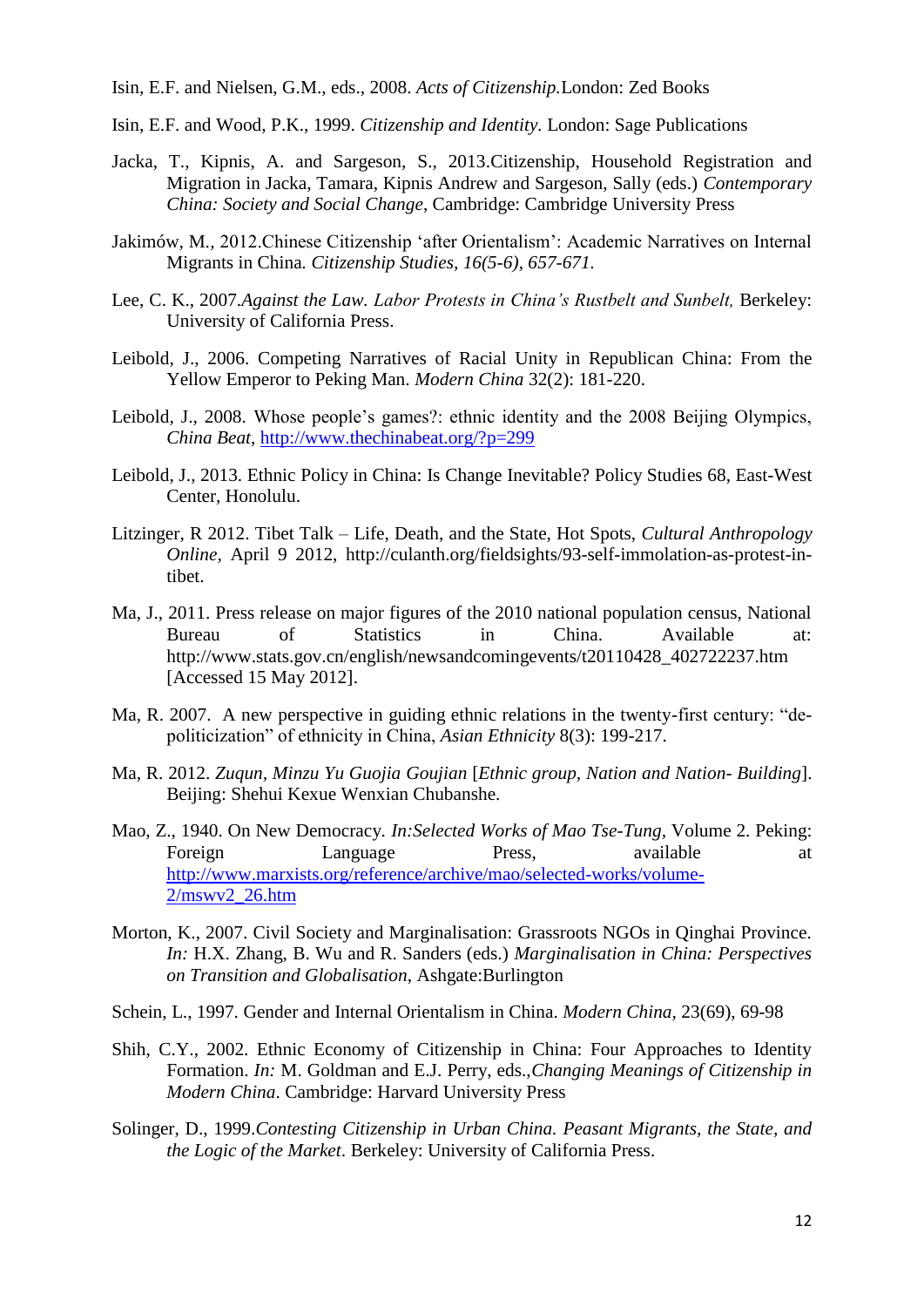Isin, E.F. and Nielsen, G.M., eds., 2008. *Acts of Citizenship.*London: Zed Books

Isin, E.F. and Wood, P.K., 1999. *Citizenship and Identity.* London: Sage Publications

Jacka, T., Kipnis, A. and Sargeson, S., 2013.Citizenship, Household Registration and Migration in Jacka, Tamara, Kipnis Andrew and Sargeson, Sally (eds.) *Contemporary China: Society and Social Change*, Cambridge: Cambridge University Press

Jakimów, M., 2012.Chinese Citizenship 'after Orientalism': Academic Narratives on Internal Migrants in China*. Citizenship Studies, 16(5-6), 657-671.*

Lee, C. K., 2007.*Against the Law. Labor Protests in China's Rustbelt and Sunbelt,* Berkeley: University of California Press.

Leibold, J., 2006. Competing Narratives of Racial Unity in Republican China: From the Yellow Emperor to Peking Man. *Modern China* 32(2): 181-220.

Leibold, J., 2008. Whose people's games?: ethnic identity and the 2008 Beijing Olympics, *China Beat*, http://www.thechinabeat.org/?p=299

Leibold, J., 2013. Ethnic Policy in China: Is Change Inevitable? Policy Studies 68, East-West Center, Honolulu.

Litzinger, R 2012. Tibet Talk – Life, Death, and the State, Hot Spots, *Cultural Anthropology Online*, April 9 2012, http://culanth.org/fieldsights/93-self-immolation-as-protest-in-tibet.

Ma, J., 2011. Press release on major figures of the 2010 national population census, National Bureau of Statistics in China. Available at: http://www.stats.gov.cn/english/newsandcomingevents/t20110428_402722237.htm [Accessed 15 May 2012].

Ma, R. 2007. A new perspective in guiding ethnic relations in the twenty-first century: "de-politicization" of ethnicity in China, *Asian Ethnicity* 8(3): 199-217.

Ma, R. 2012. *Zuqun, Minzu Yu Guojia Goujian* [*Ethnic group, Nation and Nation- Building*]. Beijing: Shehui Kexue Wenxian Chubanshe.

Mao, Z., 1940. On New Democracy. *In:Selected Works of Mao Tse-Tung*, Volume 2. Peking: Foreign Language Press, available at http://www.marxists.org/reference/archive/mao/selected-works/volume-2/mswv2_26.htm

Morton, K., 2007. Civil Society and Marginalisation: Grassroots NGOs in Qinghai Province. *In:* H.X. Zhang, B. Wu and R. Sanders (eds.) *Marginalisation in China: Perspectives on Transition and Globalisation*, Ashgate:Burlington

Schein, L., 1997. Gender and Internal Orientalism in China. *Modern China,* 23(69), 69-98

Shih, C.Y., 2002. Ethnic Economy of Citizenship in China: Four Approaches to Identity Formation. *In:* M. Goldman and E.J. Perry, eds.,*Changing Meanings of Citizenship in Modern China*. Cambridge: Harvard University Press

Solinger, D., 1999.*Contesting Citizenship in Urban China. Peasant Migrants, the State, and the Logic of the Market*. Berkeley: University of California Press.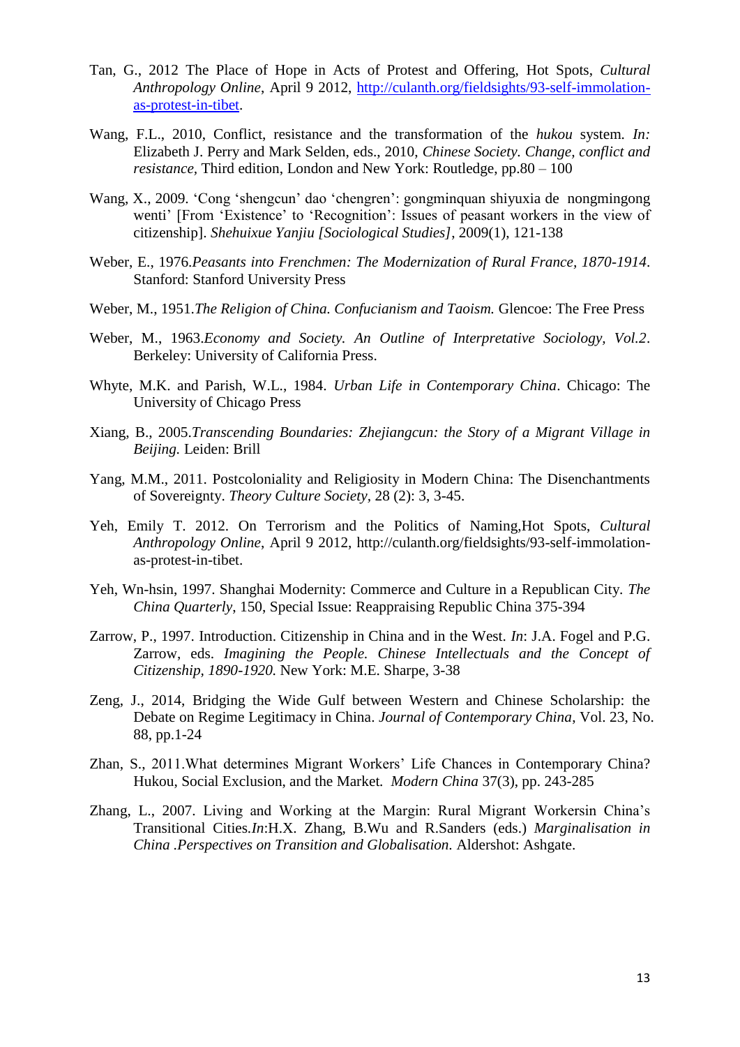Tan, G., 2012 The Place of Hope in Acts of Protest and Offering, Hot Spots, *Cultural Anthropology Online*, April 9 2012, http://culanth.org/fieldsights/93-self-immolation-as-protest-in-tibet.

Wang, F.L., 2010, Conflict, resistance and the transformation of the *hukou* system. *In:* Elizabeth J. Perry and Mark Selden, eds., 2010, *Chinese Society. Change, conflict and resistance*, Third edition, London and New York: Routledge, pp.80 – 100

Wang, X., 2009. 'Cong 'shengcun' dao 'chengren': gongminquan shiyuxia de nongmingong wenti' [From 'Existence' to 'Recognition': Issues of peasant workers in the view of citizenship]. *Shehuixue Yanjiu [Sociological Studies]*, 2009(1), 121-138

Weber, E., 1976.*Peasants into Frenchmen: The Modernization of Rural France, 1870-1914*. Stanford: Stanford University Press

Weber, M., 1951.*The Religion of China. Confucianism and Taoism.* Glencoe: The Free Press

Weber, M., 1963.*Economy and Society. An Outline of Interpretative Sociology, Vol.2*. Berkeley: University of California Press.

Whyte, M.K. and Parish, W.L., 1984. *Urban Life in Contemporary China*. Chicago: The University of Chicago Press

Xiang, B., 2005.*Transcending Boundaries: Zhejiangcun: the Story of a Migrant Village in Beijing.* Leiden: Brill

Yang, M.M., 2011. Postcoloniality and Religiosity in Modern China: The Disenchantments of Sovereignty. *Theory Culture Society*, 28 (2): 3, 3-45.

Yeh, Emily T. 2012. On Terrorism and the Politics of Naming,Hot Spots, *Cultural Anthropology Online*, April 9 2012, http://culanth.org/fieldsights/93-self-immolation-as-protest-in-tibet.

Yeh, Wn-hsin, 1997. Shanghai Modernity: Commerce and Culture in a Republican City. *The China Quarterly*, 150, Special Issue: Reappraising Republic China 375-394

Zarrow, P., 1997. Introduction. Citizenship in China and in the West. *In*: J.A. Fogel and P.G. Zarrow, eds. *Imagining the People. Chinese Intellectuals and the Concept of Citizenship, 1890-1920.* New York: M.E. Sharpe, 3-38

Zeng, J., 2014, Bridging the Wide Gulf between Western and Chinese Scholarship: the Debate on Regime Legitimacy in China. *Journal of Contemporary China*, Vol. 23, No. 88, pp.1-24

Zhan, S., 2011.What determines Migrant Workers' Life Chances in Contemporary China? Hukou, Social Exclusion, and the Market. *Modern China* 37(3), pp. 243-285

Zhang, L., 2007. Living and Working at the Margin: Rural Migrant Workersin China's Transitional Cities.*In*:H.X. Zhang, B.Wu and R.Sanders (eds.) *Marginalisation in China .Perspectives on Transition and Globalisation.* Aldershot: Ashgate.